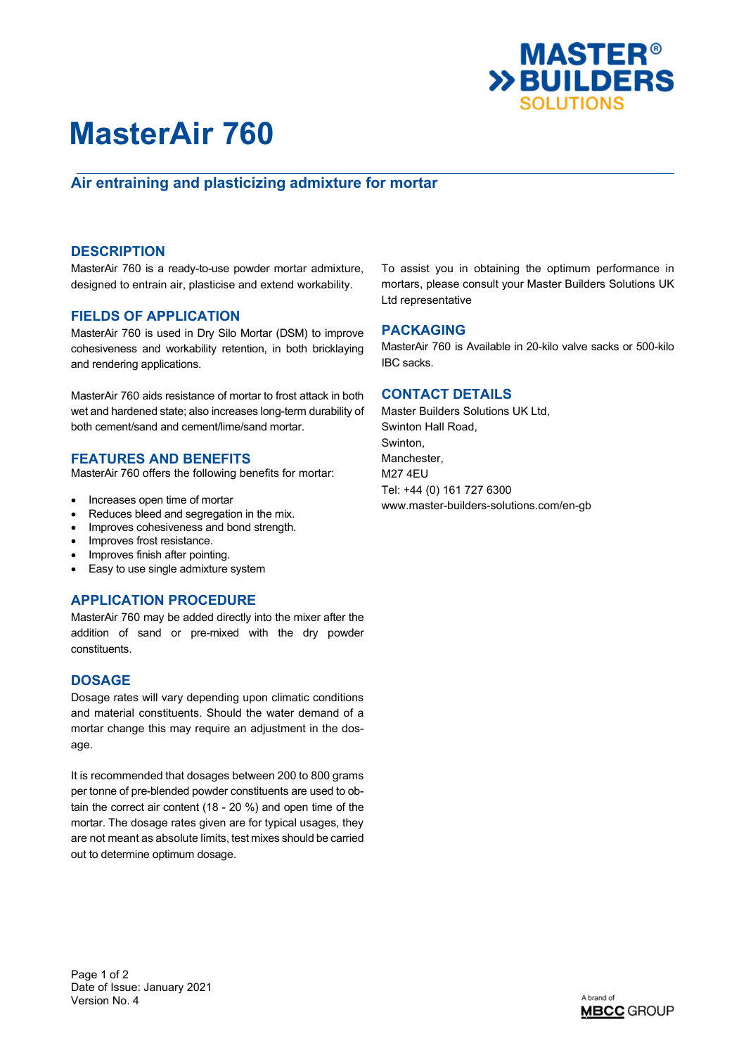# MasterAir 760

## Air entraining and plasticizing admixture for mortar

### DESCRIPTION

MasterAir 760 is a ready-to-use powder mortar admixture, designed to entrain air, plasticise and extend workability.

### FIELDS OF APPLICATION

MasterAir 760 is used in Dry Silo Mortar (DSM) to improve cohesiveness and workability retention, in both bricklaying and rendering applications.

MasterAir 760 aids resistance of mortar to frost attack in both wet and hardened state; also increases long-term durability of both cement/sand and cement/lime/sand mortar.

### FEATURES AND BENEFITS

MasterAir 760 offers the following benefits for mortar:

- Increases open time of mortar
- Reduces bleed and segregation in the mix.
- Improves cohesiveness and bond strength.
- Improves frost resistance.
- Improves finish after pointing.
- Easy to use single admixture system

### APPLICATION PROCEDURE

MasterAir 760 may be added directly into the mixer after the addition of sand or pre-mixed with the dry powder constituents.

### DOSAGE

Dosage rates will vary depending upon climatic conditions and material constituents. Should the water demand of a mortar change this may require an adjustment in the dosage.

It is recommended that dosages between 200 to 800 grams per tonne of pre-blended powder constituents are used to obtain the correct air content (18 - 20 %) and open time of the mortar. The dosage rates given are for typical usages, they are not meant as absolute limits, test mixes should be carried out to determine optimum dosage.

To assist you in obtaining the optimum performance in mortars, please consult your Master Builders Solutions UK Ltd representative

### PACKAGING

MasterAir 760 is Available in 20-kilo valve sacks or 500-kilo IBC sacks.

### CONTACT DETAILS

Master Builders Solutions UK Ltd,
Swinton Hall Road,
Swinton,
Manchester,
M27 4EU
Tel: +44 (0) 161 727 6300
www.master-builders-solutions.com/en-gb

Date of Issue: January 2021
Version No. 4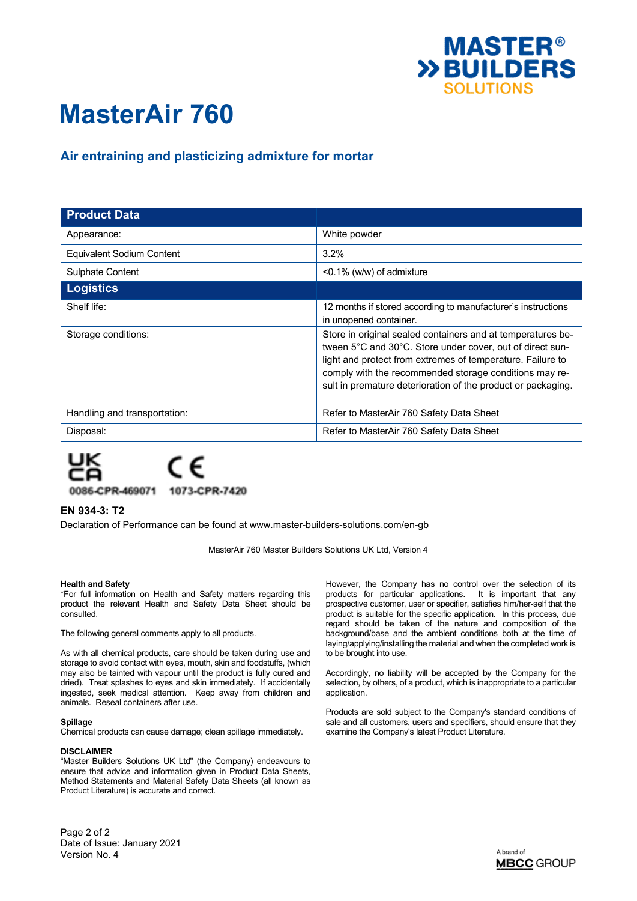# MasterAir 760

## Air entraining and plasticizing admixture for mortar

| **Product Data** | |
|---|---|
| Appearance: | White powder |
| Equivalent Sodium Content | 3.2% |
| Sulphate Content | <0.1% (w/w) of admixture |
| **Logistics** | |
| Shelf life: | 12 months if stored according to manufacturer's instructions in unopened container. |
| Storage conditions: | Store in original sealed containers and at temperatures between 5°C and 30°C. Store under cover, out of direct sunlight and protect from extremes of temperature. Failure to comply with the recommended storage conditions may result in premature deterioration of the product or packaging. |
| Handling and transportation: | Refer to MasterAir 760 Safety Data Sheet |
| Disposal: | Refer to MasterAir 760 Safety Data Sheet |

UK CA 0086-CPR-469071 CE 1073-CPR-7420

**EN 934-3: T2**

Declaration of Performance can be found at www.master-builders-solutions.com/en-gb

MasterAir 760 Master Builders Solutions UK Ltd, Version 4

**Health and Safety**

*For full information on Health and Safety matters regarding this product the relevant Health and Safety Data Sheet should be consulted.

The following general comments apply to all products.

As with all chemical products, care should be taken during use and storage to avoid contact with eyes, mouth, skin and foodstuffs, (which may also be tainted with vapour until the product is fully cured and dried). Treat splashes to eyes and skin immediately. If accidentally ingested, seek medical attention. Keep away from children and animals. Reseal containers after use.

**Spillage**

Chemical products can cause damage; clean spillage immediately.

**DISCLAIMER**

"Master Builders Solutions UK Ltd" (the Company) endeavours to ensure that advice and information given in Product Data Sheets, Method Statements and Material Safety Data Sheets (all known as Product Literature) is accurate and correct.

However, the Company has no control over the selection of its products for particular applications. It is important that any prospective customer, user or specifier, satisfies him/her-self that the product is suitable for the specific application. In this process, due regard should be taken of the nature and composition of the background/base and the ambient conditions both at the time of laying/applying/installing the material and when the completed work is to be brought into use.

Accordingly, no liability will be accepted by the Company for the selection, by others, of a product, which is inappropriate to a particular application.

Products are sold subject to the Company's standard conditions of sale and all customers, users and specifiers, should ensure that they examine the Company's latest Product Literature.

Date of Issue: January 2021
Version No. 4

A brand of MBCC GROUP